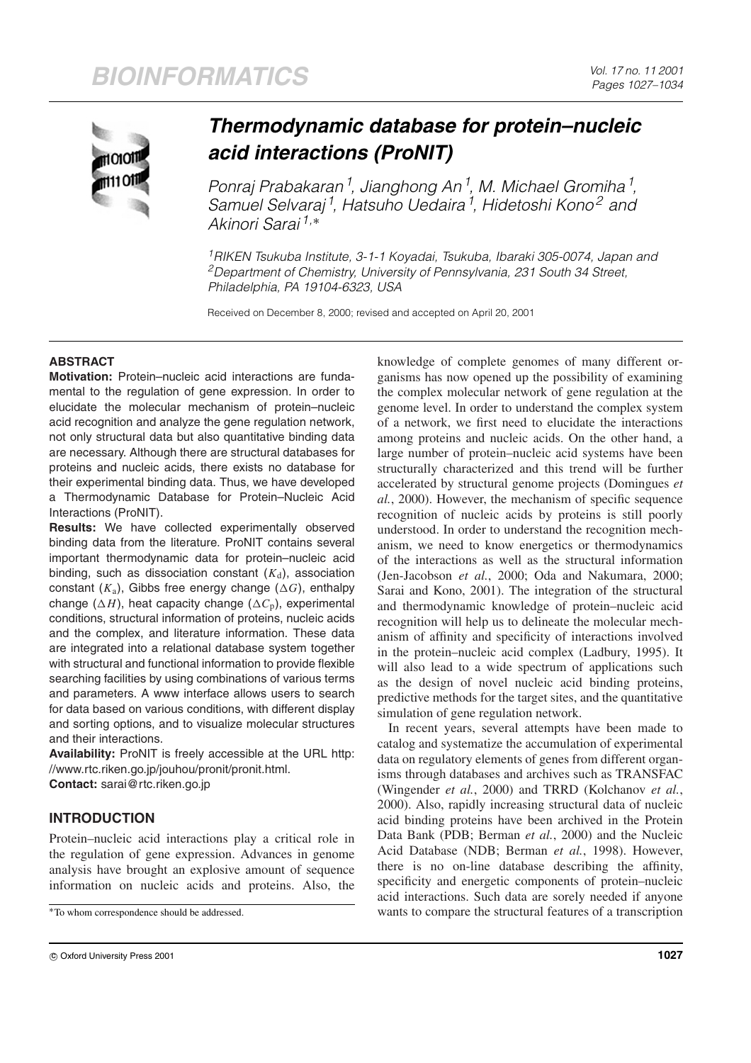# Thermodynamic database for protein–nucleic acid interactions (ProNIT)

*Ponraj Prabakaran [1], Jianghong An [1], M. Michael Gromiha [1], Samuel Selvaraj [1], Hatsuho Uedaira [1], Hidetoshi Kono [2] and Akinori Sarai [1,*]*

[1] RIKEN Tsukuba Institute, 3-1-1 Koyadai, Tsukuba, Ibaraki 305-0074, Japan and [2] Department of Chemistry, University of Pennsylvania, 231 South 34 Street, Philadelphia, PA 19104-6323, USA

Received on December 8, 2000; revised and accepted on April 20, 2001

## ABSTRACT

**Motivation:** Protein–nucleic acid interactions are fundamental to the regulation of gene expression. In order to elucidate the molecular mechanism of protein–nucleic acid recognition and analyze the gene regulation network, not only structural data but also quantitative binding data are necessary. Although there are structural databases for proteins and nucleic acids, there exists no database for their experimental binding data. Thus, we have developed a Thermodynamic Database for Protein–Nucleic Acid Interactions (ProNIT).

**Results:** We have collected experimentally observed binding data from the literature. ProNIT contains several important thermodynamic data for protein–nucleic acid binding, such as dissociation constant ($K_d$), association constant ($K_a$), Gibbs free energy change ($\Delta G$), enthalpy change ($\Delta H$), heat capacity change ($\Delta C_p$), experimental conditions, structural information of proteins, nucleic acids and the complex, and literature information. These data are integrated into a relational database system together with structural and functional information to provide flexible searching facilities by using combinations of various terms and parameters. A www interface allows users to search for data based on various conditions, with different display and sorting options, and to visualize molecular structures and their interactions.

**Availability:** ProNIT is freely accessible at the URL http://www.rtc.riken.go.jp/jouhou/pronit/pronit.html.

**Contact:** sarai@rtc.riken.go.jp

## INTRODUCTION

Protein–nucleic acid interactions play a critical role in the regulation of gene expression. Advances in genome analysis have brought an explosive amount of sequence information on nucleic acids and proteins. Also, the knowledge of complete genomes of many different organisms has now opened up the possibility of examining the complex molecular network of gene regulation at the genome level. In order to understand the complex system of a network, we first need to elucidate the interactions among proteins and nucleic acids. On the other hand, a large number of protein–nucleic acid systems have been structurally characterized and this trend will be further accelerated by structural genome projects (Domingues *et al.*, 2000). However, the mechanism of specific sequence recognition of nucleic acids by proteins is still poorly understood. In order to understand the recognition mechanism, we need to know energetics or thermodynamics of the interactions as well as the structural information (Jen-Jacobson *et al.*, 2000; Oda and Nakumara, 2000; Sarai and Kono, 2001). The integration of the structural and thermodynamic knowledge of protein–nucleic acid recognition will help us to delineate the molecular mechanism of affinity and specificity of interactions involved in the protein–nucleic acid complex (Ladbury, 1995). It will also lead to a wide spectrum of applications such as the design of novel nucleic acid binding proteins, predictive methods for the target sites, and the quantitative simulation of gene regulation network.

In recent years, several attempts have been made to catalog and systematize the accumulation of experimental data on regulatory elements of genes from different organisms through databases and archives such as TRANSFAC (Wingender *et al.*, 2000) and TRRD (Kolchanov *et al.*, 2000). Also, rapidly increasing structural data of nucleic acid binding proteins have been archived in the Protein Data Bank (PDB; Berman *et al.*, 2000) and the Nucleic Acid Database (NDB; Berman *et al.*, 1998). However, there is no on-line database describing the affinity, specificity and energetic components of protein–nucleic acid interactions. Such data are sorely needed if anyone wants to compare the structural features of a transcription

*To whom correspondence should be addressed.

© Oxford University Press 2001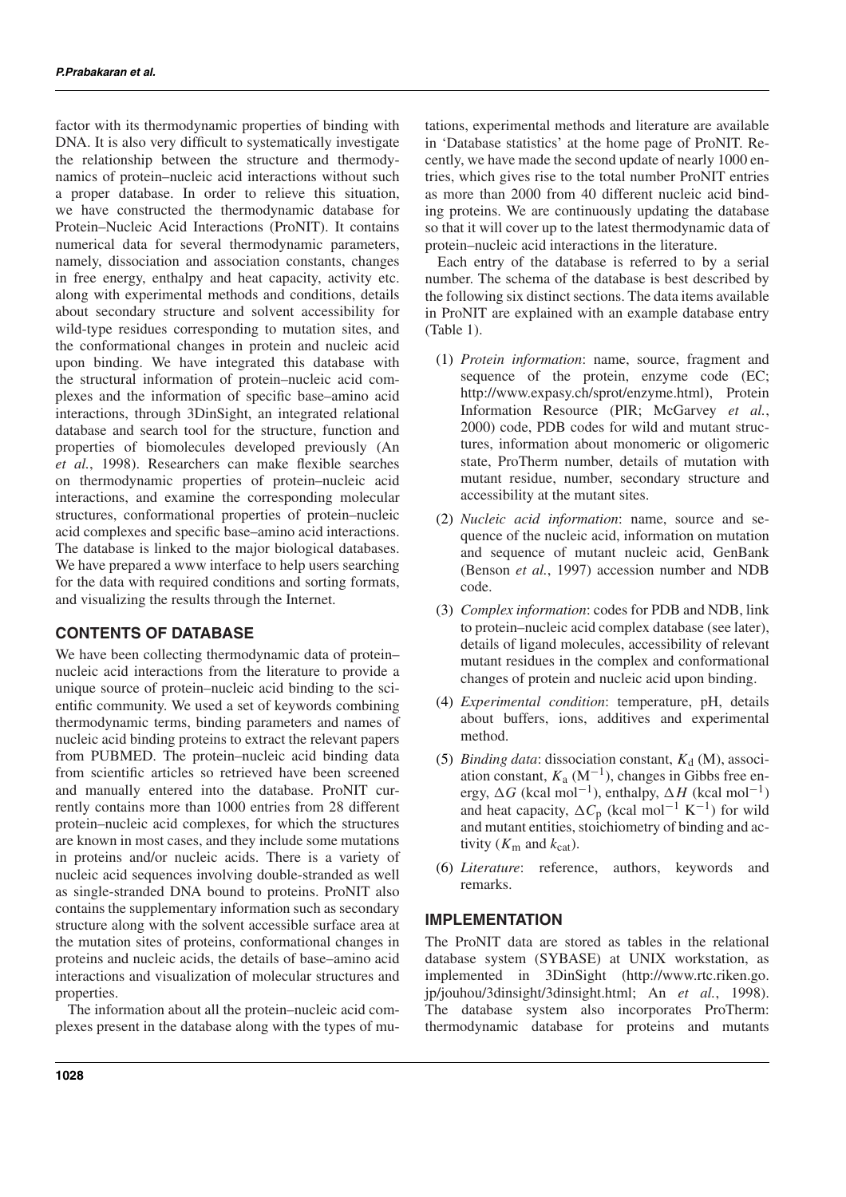factor with its thermodynamic properties of binding with DNA. It is also very difficult to systematically investigate the relationship between the structure and thermodynamics of protein–nucleic acid interactions without such a proper database. In order to relieve this situation, we have constructed the thermodynamic database for Protein–Nucleic Acid Interactions (ProNIT). It contains numerical data for several thermodynamic parameters, namely, dissociation and association constants, changes in free energy, enthalpy and heat capacity, activity etc. along with experimental methods and conditions, details about secondary structure and solvent accessibility for wild-type residues corresponding to mutation sites, and the conformational changes in protein and nucleic acid upon binding. We have integrated this database with the structural information of protein–nucleic acid complexes and the information of specific base–amino acid interactions, through 3DinSight, an integrated relational database and search tool for the structure, function and properties of biomolecules developed previously (An *et al.*, 1998). Researchers can make flexible searches on thermodynamic properties of protein–nucleic acid interactions, and examine the corresponding molecular structures, conformational properties of protein–nucleic acid complexes and specific base–amino acid interactions. The database is linked to the major biological databases. We have prepared a www interface to help users searching for the data with required conditions and sorting formats, and visualizing the results through the Internet.

## CONTENTS OF DATABASE

We have been collecting thermodynamic data of protein–nucleic acid interactions from the literature to provide a unique source of protein–nucleic acid binding to the scientific community. We used a set of keywords combining thermodynamic terms, binding parameters and names of nucleic acid binding proteins to extract the relevant papers from PUBMED. The protein–nucleic acid binding data from scientific articles so retrieved have been screened and manually entered into the database. ProNIT currently contains more than 1000 entries from 28 different protein–nucleic acid complexes, for which the structures are known in most cases, and they include some mutations in proteins and/or nucleic acids. There is a variety of nucleic acid sequences involving double-stranded as well as single-stranded DNA bound to proteins. ProNIT also contains the supplementary information such as secondary structure along with the solvent accessible surface area at the mutation sites of proteins, conformational changes in proteins and nucleic acids, the details of base–amino acid interactions and visualization of molecular structures and properties.

The information about all the protein–nucleic acid complexes present in the database along with the types of mutations, experimental methods and literature are available in 'Database statistics' at the home page of ProNIT. Recently, we have made the second update of nearly 1000 entries, which gives rise to the total number ProNIT entries as more than 2000 from 40 different nucleic acid binding proteins. We are continuously updating the database so that it will cover up to the latest thermodynamic data of protein–nucleic acid interactions in the literature.

Each entry of the database is referred to by a serial number. The schema of the database is best described by the following six distinct sections. The data items available in ProNIT are explained with an example database entry (Table 1).

1. *Protein information*: name, source, fragment and sequence of the protein, enzyme code (EC; http://www.expasy.ch/sprot/enzyme.html), Protein Information Resource (PIR; McGarvey *et al.*, 2000) code, PDB codes for wild and mutant structures, information about monomeric or oligomeric state, ProTherm number, details of mutation with mutant residue, number, secondary structure and accessibility at the mutant sites.
2. *Nucleic acid information*: name, source and sequence of the nucleic acid, information on mutation and sequence of mutant nucleic acid, GenBank (Benson *et al.*, 1997) accession number and NDB code.
3. *Complex information*: codes for PDB and NDB, link to protein–nucleic acid complex database (see later), details of ligand molecules, accessibility of relevant mutant residues in the complex and conformational changes of protein and nucleic acid upon binding.
4. *Experimental condition*: temperature, pH, details about buffers, ions, additives and experimental method.
5. *Binding data*: dissociation constant, $K_d$ (M), association constant, $K_a$ ($M^{-1}$), changes in Gibbs free energy, $\Delta G$ (kcal $mol^{-1}$), enthalpy, $\Delta H$ (kcal $mol^{-1}$) and heat capacity, $\Delta C_p$ (kcal $mol^{-1}$ $K^{-1}$) for wild and mutant entities, stoichiometry of binding and activity ($K_m$ and $k_{cat}$).
6. *Literature*: reference, authors, keywords and remarks.

## IMPLEMENTATION

The ProNIT data are stored as tables in the relational database system (SYBASE) at UNIX workstation, as implemented in 3DinSight (http://www.rtc.riken.go.jp/jouhou/3dinsight/3dinsight.html; An *et al.*, 1998). The database system also incorporates ProTherm: thermodynamic database for proteins and mutants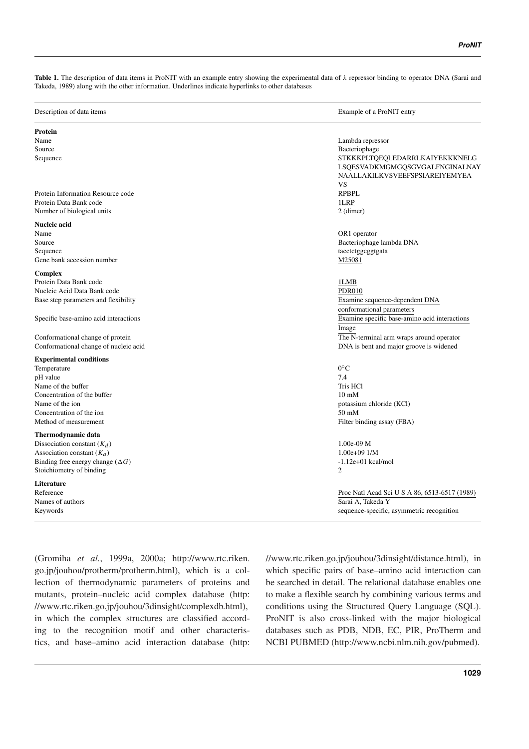**Table 1.** The description of data items in ProNIT with an example entry showing the experimental data of λ repressor binding to operator DNA (Sarai and Takeda, 1989) along with the other information. Underlines indicate hyperlinks to other databases

| Description of data items | Example of a ProNIT entry |
|---|---|
| **Protein** | |
| Name | Lambda repressor |
| Source | Bacteriophage |
| Sequence | STKKKPLTQEQLEDARRLKAIYEKKKNELG LSQESVADKMGMGQSGVGALFNGINALNAY NAALLAKILKVSVEEFSPSIAREIYEMYEA VS |
| Protein Information Resource code | RPBPL |
| Protein Data Bank code | 1LRP |
| Number of biological units | 2 (dimer) |
| **Nucleic acid** | |
| Name | OR1 operator |
| Source | Bacteriophage lambda DNA |
| Sequence | tacctctggcggtgata |
| Gene bank accession number | M25081 |
| **Complex** | |
| Protein Data Bank code | 1LMB |
| Nucleic Acid Data Bank code | PDR010 |
| Base step parameters and flexibility | Examine sequence-dependent DNA conformational parameters |
| Specific base-amino acid interactions | Examine specific base-amino acid interactions Image |
| Conformational change of protein | The N-terminal arm wraps around operator |
| Conformational change of nucleic acid | DNA is bent and major groove is widened |
| **Experimental conditions** | |
| Temperature | 0°C |
| pH value | 7.4 |
| Name of the buffer | Tris HCl |
| Concentration of the buffer | 10 mM |
| Name of the ion | potassium chloride (KCl) |
| Concentration of the ion | 50 mM |
| Method of measurement | Filter binding assay (FBA) |
| **Thermodynamic data** | |
| Dissociation constant ($K_d$) | 1.00e-09 M |
| Association constant ($K_a$) | 1.00e+09 1/M |
| Binding free energy change ($\Delta G$) | -1.12e+01 kcal/mol |
| Stoichiometry of binding | 2 |
| **Literature** | |
| Reference | Proc Natl Acad Sci U S A 86, 6513-6517 (1989) |
| Names of authors | Sarai A, Takeda Y |
| Keywords | sequence-specific, asymmetric recognition |

(Gromiha *et al.*, 1999a, 2000a; http://www.rtc.riken.go.jp/jouhou/protherm/protherm.html), which is a collection of thermodynamic parameters of proteins and mutants, protein–nucleic acid complex database (http://www.rtc.riken.go.jp/jouhou/3dinsight/complexdb.html), in which the complex structures are classified according to the recognition motif and other characteristics, and base–amino acid interaction database (http://www.rtc.riken.go.jp/jouhou/3dinsight/distance.html), in which specific pairs of base–amino acid interaction can be searched in detail. The relational database enables one to make a flexible search by combining various terms and conditions using the Structured Query Language (SQL). ProNIT is also cross-linked with the major biological databases such as PDB, NDB, EC, PIR, ProTherm and NCBI PUBMED (http://www.ncbi.nlm.nih.gov/pubmed).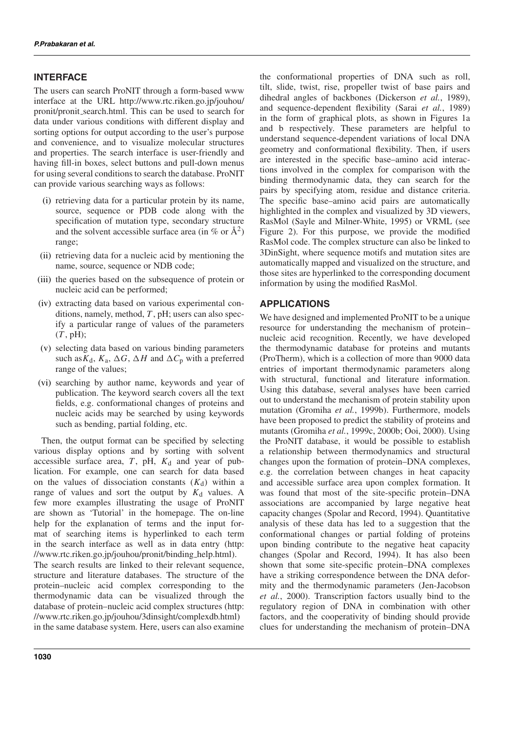## INTERFACE

The users can search ProNIT through a form-based www interface at the URL http://www.rtc.riken.go.jp/jouhou/pronit/pronit_search.html. This can be used to search for data under various conditions with different display and sorting options for output according to the user's purpose and convenience, and to visualize molecular structures and properties. The search interface is user-friendly and having fill-in boxes, select buttons and pull-down menus for using several conditions to search the database. ProNIT can provide various searching ways as follows:

(i) retrieving data for a particular protein by its name, source, sequence or PDB code along with the specification of mutation type, secondary structure and the solvent accessible surface area (in % or Å$^2$) range;

(ii) retrieving data for a nucleic acid by mentioning the name, source, sequence or NDB code;

(iii) the queries based on the subsequence of protein or nucleic acid can be performed;

(iv) extracting data based on various experimental conditions, namely, method, $T$, pH; users can also specify a particular range of values of the parameters ($T$, pH);

(v) selecting data based on various binding parameters such as $K_d$, $K_a$, $\Delta G$, $\Delta H$ and $\Delta C_p$ with a preferred range of the values;

(vi) searching by author name, keywords and year of publication. The keyword search covers all the text fields, e.g. conformational changes of proteins and nucleic acids may be searched by using keywords such as bending, partial folding, etc.

Then, the output format can be specified by selecting various display options and by sorting with solvent accessible surface area, $T$, pH, $K_d$ and year of publication. For example, one can search for data based on the values of dissociation constants ($K_d$) within a range of values and sort the output by $K_d$ values. A few more examples illustrating the usage of ProNIT are shown as 'Tutorial' in the homepage. The on-line help for the explanation of terms and the input format of searching items is hyperlinked to each term in the search interface as well as in data entry (http://www.rtc.riken.go.jp/jouhou/pronit/binding_help.html).

The search results are linked to their relevant sequence, structure and literature databases. The structure of the protein–nucleic acid complex corresponding to the thermodynamic data can be visualized through the database of protein–nucleic acid complex structures (http://www.rtc.riken.go.jp/jouhou/3dinsight/complexdb.html) in the same database system. Here, users can also examine the conformational properties of DNA such as roll, tilt, slide, twist, rise, propeller twist of base pairs and dihedral angles of backbones (Dickerson *et al.*, 1989), and sequence-dependent flexibility (Sarai *et al.*, 1989) in the form of graphical plots, as shown in Figures 1a and b respectively. These parameters are helpful to understand sequence-dependent variations of local DNA geometry and conformational flexibility. Then, if users are interested in the specific base–amino acid interactions involved in the complex for comparison with the binding thermodynamic data, they can search for the pairs by specifying atom, residue and distance criteria. The specific base–amino acid pairs are automatically highlighted in the complex and visualized by 3D viewers, RasMol (Sayle and Milner-White, 1995) or VRML (see Figure 2). For this purpose, we provide the modified RasMol code. The complex structure can also be linked to 3DinSight, where sequence motifs and mutation sites are automatically mapped and visualized on the structure, and those sites are hyperlinked to the corresponding document information by using the modified RasMol.

## APPLICATIONS

We have designed and implemented ProNIT to be a unique resource for understanding the mechanism of protein–nucleic acid recognition. Recently, we have developed the thermodynamic database for proteins and mutants (ProTherm), which is a collection of more than 9000 data entries of important thermodynamic parameters along with structural, functional and literature information. Using this database, several analyses have been carried out to understand the mechanism of protein stability upon mutation (Gromiha *et al.*, 1999b). Furthermore, models have been proposed to predict the stability of proteins and mutants (Gromiha *et al.*, 1999c, 2000b; Ooi, 2000). Using the ProNIT database, it would be possible to establish a relationship between thermodynamics and structural changes upon the formation of protein–DNA complexes, e.g. the correlation between changes in heat capacity and accessible surface area upon complex formation. It was found that most of the site-specific protein–DNA associations are accompanied by large negative heat capacity changes (Spolar and Record, 1994). Quantitative analysis of these data has led to a suggestion that the conformational changes or partial folding of proteins upon binding contribute to the negative heat capacity changes (Spolar and Record, 1994). It has also been shown that some site-specific protein–DNA complexes have a striking correspondence between the DNA deformity and the thermodynamic parameters (Jen-Jacobson *et al.*, 2000). Transcription factors usually bind to the regulatory region of DNA in combination with other factors, and the cooperativity of binding should provide clues for understanding the mechanism of protein–DNA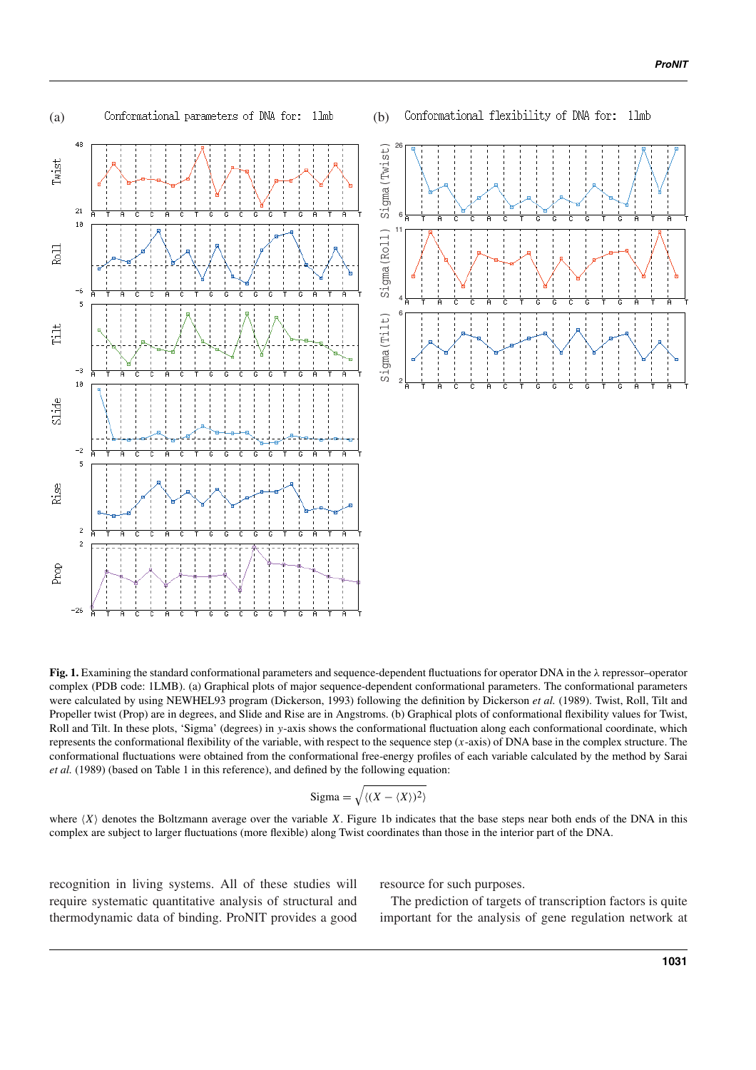**Fig. 1.** Examining the standard conformational parameters and sequence-dependent fluctuations for operator DNA in the λ repressor–operator complex (PDB code: 1LMB). (a) Graphical plots of major sequence-dependent conformational parameters. The conformational parameters were calculated by using NEWHEL93 program (Dickerson, 1993) following the definition by Dickerson *et al.* (1989). Twist, Roll, Tilt and Propeller twist (Prop) are in degrees, and Slide and Rise are in Angstroms. (b) Graphical plots of conformational flexibility values for Twist, Roll and Tilt. In these plots, 'Sigma' (degrees) in $y$-axis shows the conformational fluctuation along each conformational coordinate, which represents the conformational flexibility of the variable, with respect to the sequence step ($x$-axis) of DNA base in the complex structure. The conformational fluctuations were obtained from the conformational free-energy profiles of each variable calculated by the method by Sarai *et al.* (1989) (based on Table 1 in this reference), and defined by the following equation:

$$\text{Sigma} = \sqrt{\langle (X - \langle X \rangle)^2 \rangle}$$

where $\langle X \rangle$ denotes the Boltzmann average over the variable $X$. Figure 1b indicates that the base steps near both ends of the DNA in this complex are subject to larger fluctuations (more flexible) along Twist coordinates than those in the interior part of the DNA.

recognition in living systems. All of these studies will require systematic quantitative analysis of structural and thermodynamic data of binding. ProNIT provides a good resource for such purposes.

The prediction of targets of transcription factors is quite important for the analysis of gene regulation network at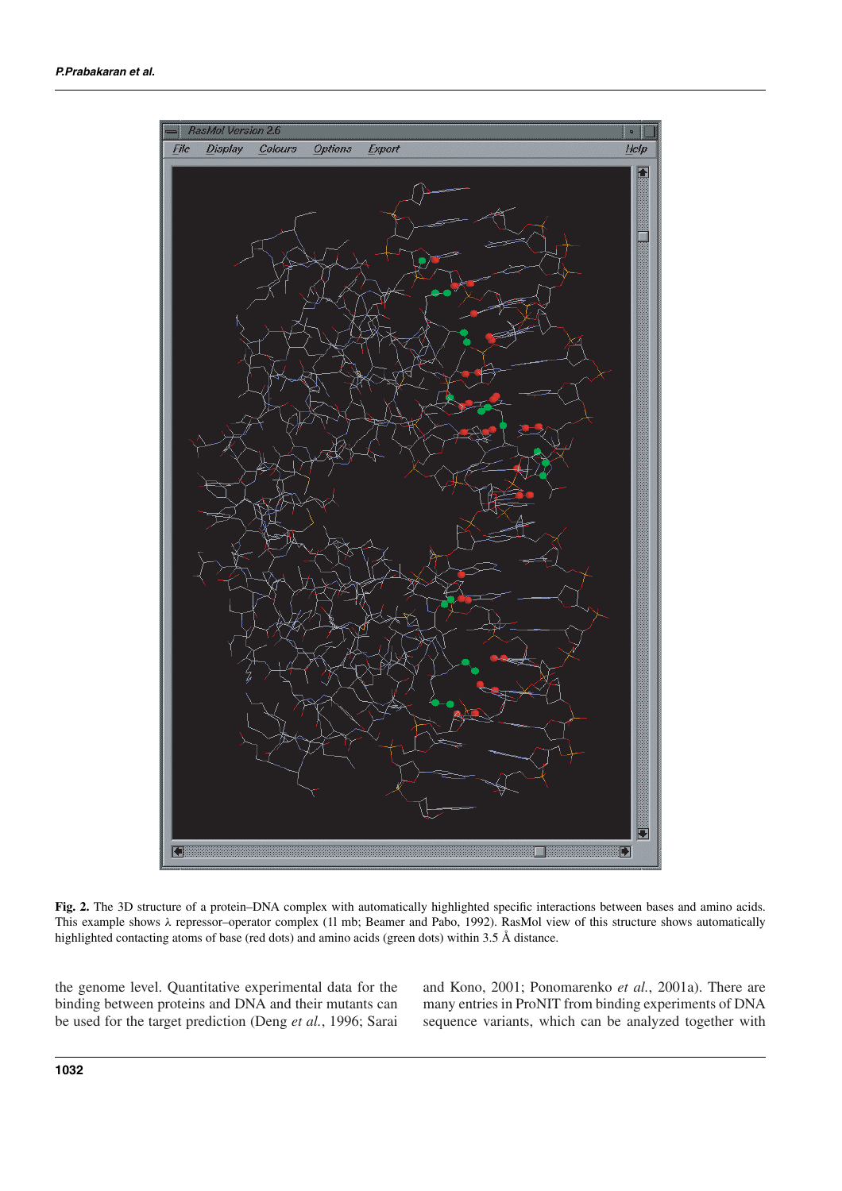**Fig. 2.** The 3D structure of a protein–DNA complex with automatically highlighted specific interactions between bases and amino acids. This example shows λ repressor–operator complex (1l mb; Beamer and Pabo, 1992). RasMol view of this structure shows automatically highlighted contacting atoms of base (red dots) and amino acids (green dots) within 3.5 Å distance.

the genome level. Quantitative experimental data for the binding between proteins and DNA and their mutants can be used for the target prediction (Deng *et al.*, 1996; Sarai and Kono, 2001; Ponomarenko *et al.*, 2001a). There are many entries in ProNIT from binding experiments of DNA sequence variants, which can be analyzed together with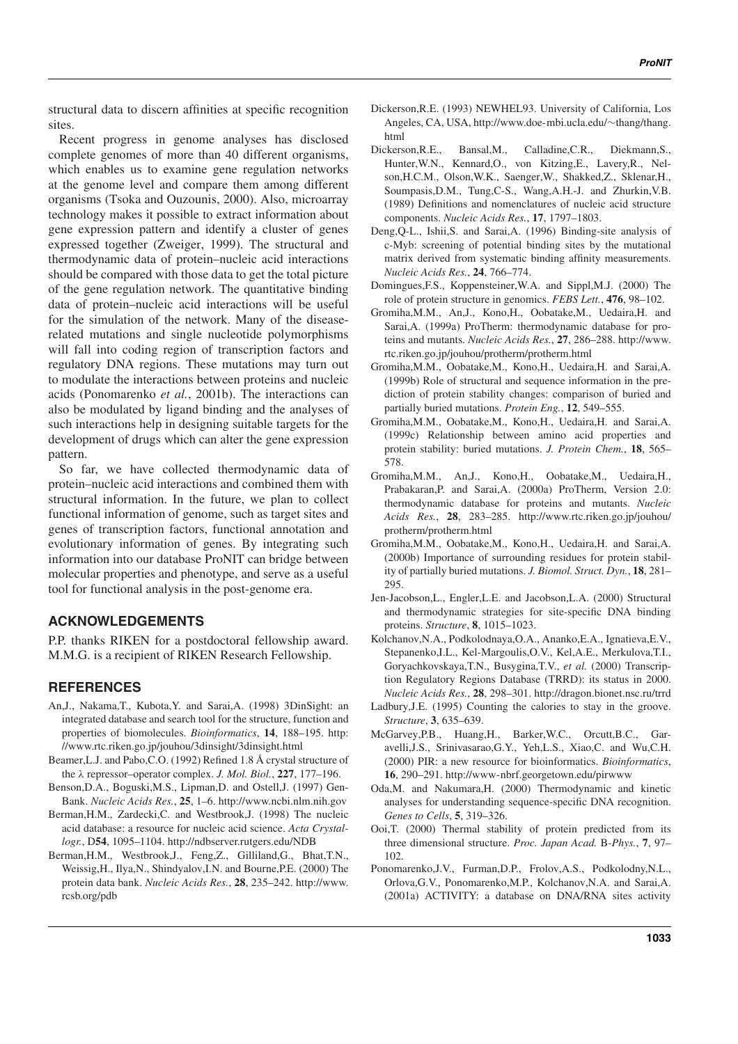structural data to discern affinities at specific recognition sites.

Recent progress in genome analyses has disclosed complete genomes of more than 40 different organisms, which enables us to examine gene regulation networks at the genome level and compare them among different organisms (Tsoka and Ouzounis, 2000). Also, microarray technology makes it possible to extract information about gene expression pattern and identify a cluster of genes expressed together (Zweiger, 1999). The structural and thermodynamic data of protein–nucleic acid interactions should be compared with those data to get the total picture of the gene regulation network. The quantitative binding data of protein–nucleic acid interactions will be useful for the simulation of the network. Many of the disease-related mutations and single nucleotide polymorphisms will fall into coding region of transcription factors and regulatory DNA regions. These mutations may turn out to modulate the interactions between proteins and nucleic acids (Ponomarenko *et al.*, 2001b). The interactions can also be modulated by ligand binding and the analyses of such interactions help in designing suitable targets for the development of drugs which can alter the gene expression pattern.

So far, we have collected thermodynamic data of protein–nucleic acid interactions and combined them with structural information. In the future, we plan to collect functional information of genome, such as target sites and genes of transcription factors, functional annotation and evolutionary information of genes. By integrating such information into our database ProNIT can bridge between molecular properties and phenotype, and serve as a useful tool for functional analysis in the post-genome era.

## ACKNOWLEDGEMENTS

P.P. thanks RIKEN for a postdoctoral fellowship award. M.M.G. is a recipient of RIKEN Research Fellowship.

## REFERENCES

An,J., Nakama,T., Kubota,Y. and Sarai,A. (1998) 3DinSight: an integrated database and search tool for the structure, function and properties of biomolecules. *Bioinformatics*, **14**, 188–195. http://www.rtc.riken.go.jp/jouhou/3dinsight/3dinsight.html

Beamer,L.J. and Pabo,C.O. (1992) Refined 1.8 Å crystal structure of the λ repressor–operator complex. *J. Mol. Biol.*, **227**, 177–196.

Benson,D.A., Boguski,M.S., Lipman,D. and Ostell,J. (1997) GenBank. *Nucleic Acids Res.*, **25**, 1–6. http://www.ncbi.nlm.nih.gov

Berman,H.M., Zardecki,C. and Westbrook,J. (1998) The nucleic acid database: a resource for nucleic acid science. *Acta Crystallogr.*, D**54**, 1095–1104. http://ndbserver.rutgers.edu/NDB

Berman,H.M., Westbrook,J., Feng,Z., Gilliland,G., Bhat,T.N., Weissig,H., Ilya,N., Shindyalov,I.N. and Bourne,P.E. (2000) The protein data bank. *Nucleic Acids Res.*, **28**, 235–242. http://www.rcsb.org/pdb

Dickerson,R.E. (1993) NEWHEL93. University of California, Los Angeles, CA, USA, http://www.doe-mbi.ucla.edu/~thang/thang.html

Dickerson,R.E., Bansal,M., Calladine,C.R., Diekmann,S., Hunter,W.N., Kennard,O., von Kitzing,E., Lavery,R., Nelson,H.C.M., Olson,W.K., Saenger,W., Shakked,Z., Sklenar,H., Soumpasis,D.M., Tung,C-S., Wang,A.H.-J. and Zhurkin,V.B. (1989) Definitions and nomenclatures of nucleic acid structure components. *Nucleic Acids Res.*, **17**, 1797–1803.

Deng,Q-L., Ishii,S. and Sarai,A. (1996) Binding-site analysis of c-Myb: screening of potential binding sites by the mutational matrix derived from systematic binding affinity measurements. *Nucleic Acids Res.*, **24**, 766–774.

Domingues,F.S., Koppensteiner,W.A. and Sippl,M.J. (2000) The role of protein structure in genomics. *FEBS Lett.*, **476**, 98–102.

Gromiha,M.M., An,J., Kono,H., Oobatake,M., Uedaira,H. and Sarai,A. (1999a) ProTherm: thermodynamic database for proteins and mutants. *Nucleic Acids Res.*, **27**, 286–288. http://www.rtc.riken.go.jp/jouhou/protherm/protherm.html

Gromiha,M.M., Oobatake,M., Kono,H., Uedaira,H. and Sarai,A. (1999b) Role of structural and sequence information in the prediction of protein stability changes: comparison of buried and partially buried mutations. *Protein Eng.*, **12**, 549–555.

Gromiha,M.M., Oobatake,M., Kono,H., Uedaira,H. and Sarai,A. (1999c) Relationship between amino acid properties and protein stability: buried mutations. *J. Protein Chem.*, **18**, 565–578.

Gromiha,M.M., An,J., Kono,H., Oobatake,M., Uedaira,H., Prabakaran,P. and Sarai,A. (2000a) ProTherm, Version 2.0: thermodynamic database for proteins and mutants. *Nucleic Acids Res.*, **28**, 283–285. http://www.rtc.riken.go.jp/jouhou/protherm/protherm.html

Gromiha,M.M., Oobatake,M., Kono,H., Uedaira,H. and Sarai,A. (2000b) Importance of surrounding residues for protein stability of partially buried mutations. *J. Biomol. Struct. Dyn.*, **18**, 281–295.

Jen-Jacobson,L., Engler,L.E. and Jacobson,L.A. (2000) Structural and thermodynamic strategies for site-specific DNA binding proteins. *Structure*, **8**, 1015–1023.

Kolchanov,N.A., Podkolodnaya,O.A., Ananko,E.A., Ignatieva,E.V., Stepanenko,I.L., Kel-Margoulis,O.V., Kel,A.E., Merkulova,T.I., Goryachkovskaya,T.N., Busygina,T.V., *et al.* (2000) Transcription Regulatory Regions Database (TRRD): its status in 2000. *Nucleic Acids Res.*, **28**, 298–301. http://dragon.bionet.nsc.ru/trrd

Ladbury,J.E. (1995) Counting the calories to stay in the groove. *Structure*, **3**, 635–639.

McGarvey,P.B., Huang,H., Barker,W.C., Orcutt,B.C., Garavelli,J.S., Srinivasarao,G.Y., Yeh,L.S., Xiao,C. and Wu,C.H. (2000) PIR: a new resource for bioinformatics. *Bioinformatics*, **16**, 290–291. http://www-nbrf.georgetown.edu/pirwww

Oda,M. and Nakumara,H. (2000) Thermodynamic and kinetic analyses for understanding sequence-specific DNA recognition. *Genes to Cells*, **5**, 319–326.

Ooi,T. (2000) Thermal stability of protein predicted from its three dimensional structure. *Proc. Japan Acad.* B*-Phys.*, **7**, 97–102.

Ponomarenko,J.V., Furman,D.P., Frolov,A.S., Podkolodny,N.L., Orlova,G.V., Ponomarenko,M.P., Kolchanov,N.A. and Sarai,A. (2001a) ACTIVITY: a database on DNA/RNA sites activity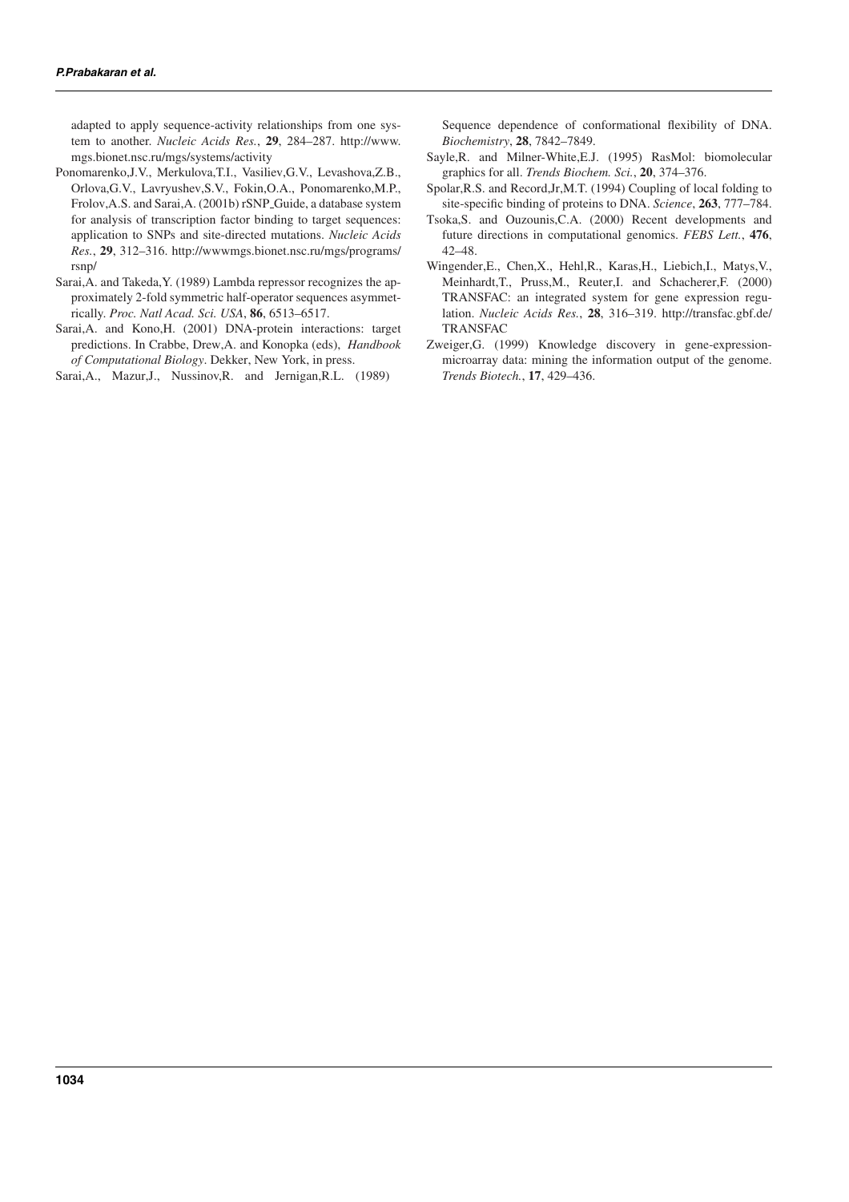adapted to apply sequence-activity relationships from one system to another. *Nucleic Acids Res.*, **29**, 284–287. http://www.mgs.bionet.nsc.ru/mgs/systems/activity

Ponomarenko,J.V., Merkulova,T.I., Vasiliev,G.V., Levashova,Z.B., Orlova,G.V., Lavryushev,S.V., Fokin,O.A., Ponomarenko,M.P., Frolov,A.S. and Sarai,A. (2001b) rSNP_Guide, a database system for analysis of transcription factor binding to target sequences: application to SNPs and site-directed mutations. *Nucleic Acids Res.*, **29**, 312–316. http://wwwmgs.bionet.nsc.ru/mgs/programs/rsnp/

Sarai,A. and Takeda,Y. (1989) Lambda repressor recognizes the approximately 2-fold symmetric half-operator sequences asymmetrically. *Proc. Natl Acad. Sci. USA*, **86**, 6513–6517.

Sarai,A. and Kono,H. (2001) DNA-protein interactions: target predictions. In Crabbe, Drew,A. and Konopka (eds), *Handbook of Computational Biology*. Dekker, New York, in press.

Sarai,A., Mazur,J., Nussinov,R. and Jernigan,R.L. (1989) Sequence dependence of conformational flexibility of DNA. *Biochemistry*, **28**, 7842–7849.

Sayle,R. and Milner-White,E.J. (1995) RasMol: biomolecular graphics for all. *Trends Biochem. Sci.*, **20**, 374–376.

Spolar,R.S. and Record,Jr,M.T. (1994) Coupling of local folding to site-specific binding of proteins to DNA. *Science*, **263**, 777–784.

Tsoka,S. and Ouzounis,C.A. (2000) Recent developments and future directions in computational genomics. *FEBS Lett.*, **476**, 42–48.

Wingender,E., Chen,X., Hehl,R., Karas,H., Liebich,I., Matys,V., Meinhardt,T., Pruss,M., Reuter,I. and Schacherer,F. (2000) TRANSFAC: an integrated system for gene expression regulation. *Nucleic Acids Res.*, **28**, 316–319. http://transfac.gbf.de/TRANSFAC

Zweiger,G. (1999) Knowledge discovery in gene-expression-microarray data: mining the information output of the genome. *Trends Biotech.*, **17**, 429–436.